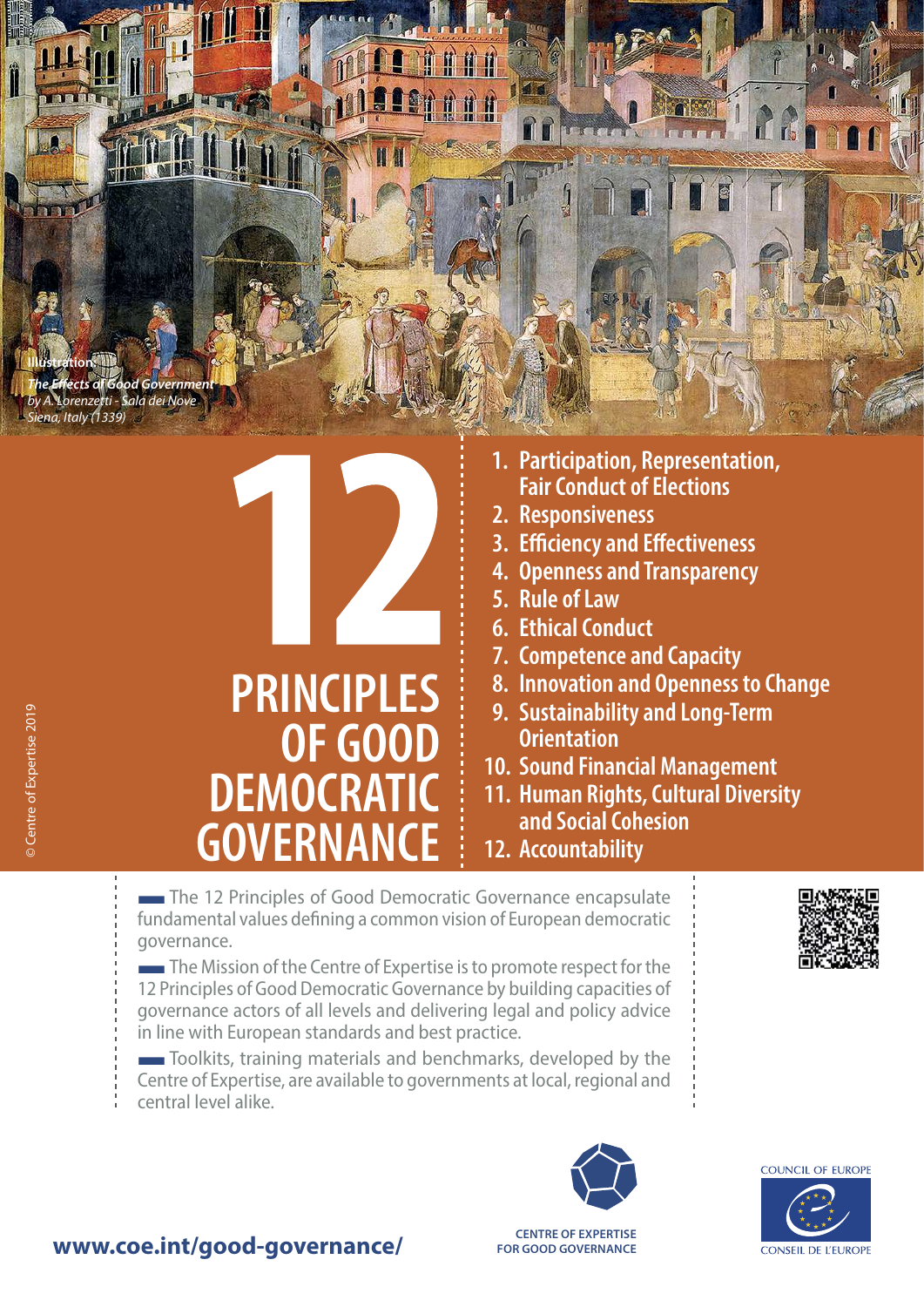Illustration:
*The Effects of Good Government*
*by A. Lorenzetti - Sala dei Nove*
*Siena, Italy (1339)*

# 12 PRINCIPLES OF GOOD DEMOCRATIC GOVERNANCE

1. Participation, Representation, Fair Conduct of Elections
2. Responsiveness
3. Efficiency and Effectiveness
4. Openness and Transparency
5. Rule of Law
6. Ethical Conduct
7. Competence and Capacity
8. Innovation and Openness to Change
9. Sustainability and Long-Term Orientation
10. Sound Financial Management
11. Human Rights, Cultural Diversity and Social Cohesion
12. Accountability

© Centre of Expertise 2019

- The 12 Principles of Good Democratic Governance encapsulate fundamental values defining a common vision of European democratic governance.
- The Mission of the Centre of Expertise is to promote respect for the 12 Principles of Good Democratic Governance by building capacities of governance actors of all levels and delivering legal and policy advice in line with European standards and best practice.
- Toolkits, training materials and benchmarks, developed by the Centre of Expertise, are available to governments at local, regional and central level alike.

**www.coe.int/good-governance/**

CENTRE OF EXPERTISE FOR GOOD GOVERNANCE

COUNCIL OF EUROPE
CONSEIL DE L'EUROPE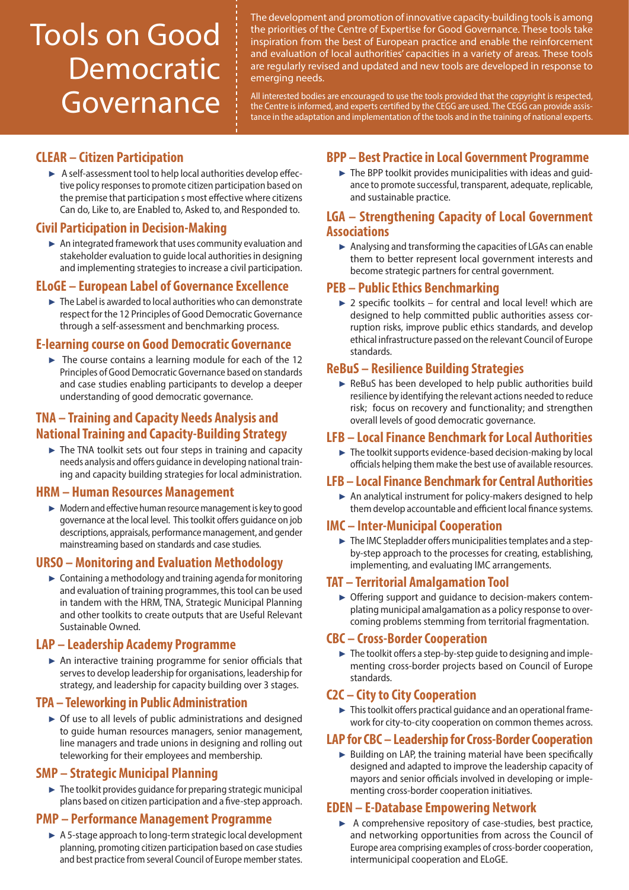# Tools on Good Democratic Governance

The development and promotion of innovative capacity-building tools is among the priorities of the Centre of Expertise for Good Governance. These tools take inspiration from the best of European practice and enable the reinforcement and evaluation of local authorities' capacities in a variety of areas. These tools are regularly revised and updated and new tools are developed in response to emerging needs.

All interested bodies are encouraged to use the tools provided that the copyright is respected, the Centre is informed, and experts certified by the CEGG are used. The CEGG can provide assistance in the adaptation and implementation of the tools and in the training of national experts.

## CLEAR – Citizen Participation

- A self-assessment tool to help local authorities develop effective policy responses to promote citizen participation based on the premise that participation s most effective where citizens Can do, Like to, are Enabled to, Asked to, and Responded to.

## Civil Participation in Decision-Making

- An integrated framework that uses community evaluation and stakeholder evaluation to guide local authorities in designing and implementing strategies to increase a civil participation.

## ELoGE – European Label of Governance Excellence

- The Label is awarded to local authorities who can demonstrate respect for the 12 Principles of Good Democratic Governance through a self-assessment and benchmarking process.

## E-learning course on Good Democratic Governance

- The course contains a learning module for each of the 12 Principles of Good Democratic Governance based on standards and case studies enabling participants to develop a deeper understanding of good democratic governance.

## TNA – Training and Capacity Needs Analysis and National Training and Capacity-Building Strategy

- The TNA toolkit sets out four steps in training and capacity needs analysis and offers guidance in developing national training and capacity building strategies for local administration.

## HRM – Human Resources Management

- Modern and effective human resource management is key to good governance at the local level. This toolkit offers guidance on job descriptions, appraisals, performance management, and gender mainstreaming based on standards and case studies.

## URSO – Monitoring and Evaluation Methodology

- Containing a methodology and training agenda for monitoring and evaluation of training programmes, this tool can be used in tandem with the HRM, TNA, Strategic Municipal Planning and other toolkits to create outputs that are Useful Relevant Sustainable Owned.

## LAP – Leadership Academy Programme

- An interactive training programme for senior officials that serves to develop leadership for organisations, leadership for strategy, and leadership for capacity building over 3 stages.

## TPA – Teleworking in Public Administration

- Of use to all levels of public administrations and designed to guide human resources managers, senior management, line managers and trade unions in designing and rolling out teleworking for their employees and membership.

## SMP – Strategic Municipal Planning

- The toolkit provides guidance for preparing strategic municipal plans based on citizen participation and a five-step approach.

## PMP – Performance Management Programme

- A 5-stage approach to long-term strategic local development planning, promoting citizen participation based on case studies and best practice from several Council of Europe member states.

## BPP – Best Practice in Local Government Programme

- The BPP toolkit provides municipalities with ideas and guidance to promote successful, transparent, adequate, replicable, and sustainable practice.

## LGA – Strengthening Capacity of Local Government Associations

- Analysing and transforming the capacities of LGAs can enable them to better represent local government interests and become strategic partners for central government.

## PEB – Public Ethics Benchmarking

- 2 specific toolkits – for central and local level! which are designed to help committed public authorities assess corruption risks, improve public ethics standards, and develop ethical infrastructure passed on the relevant Council of Europe standards.

## ReBuS – Resilience Building Strategies

- ReBuS has been developed to help public authorities build resilience by identifying the relevant actions needed to reduce risk; focus on recovery and functionality; and strengthen overall levels of good democratic governance.

## LFB – Local Finance Benchmark for Local Authorities

- The toolkit supports evidence-based decision-making by local officials helping them make the best use of available resources.

## LFB – Local Finance Benchmark for Central Authorities

- An analytical instrument for policy-makers designed to help them develop accountable and efficient local finance systems.

## IMC – Inter-Municipal Cooperation

- The IMC Stepladder offers municipalities templates and a step-by-step approach to the processes for creating, establishing, implementing, and evaluating IMC arrangements.

## TAT – Territorial Amalgamation Tool

- Offering support and guidance to decision-makers contemplating municipal amalgamation as a policy response to overcoming problems stemming from territorial fragmentation.

## CBC – Cross-Border Cooperation

- The toolkit offers a step-by-step guide to designing and implementing cross-border projects based on Council of Europe standards.

## C2C – City to City Cooperation

- This toolkit offers practical guidance and an operational framework for city-to-city cooperation on common themes across.

## LAP for CBC – Leadership for Cross-Border Cooperation

- Building on LAP, the training material have been specifically designed and adapted to improve the leadership capacity of mayors and senior officials involved in developing or implementing cross-border cooperation initiatives.

## EDEN – E-Database Empowering Network

- A comprehensive repository of case-studies, best practice, and networking opportunities from across the Council of Europe area comprising examples of cross-border cooperation, intermunicipal cooperation and ELoGE.